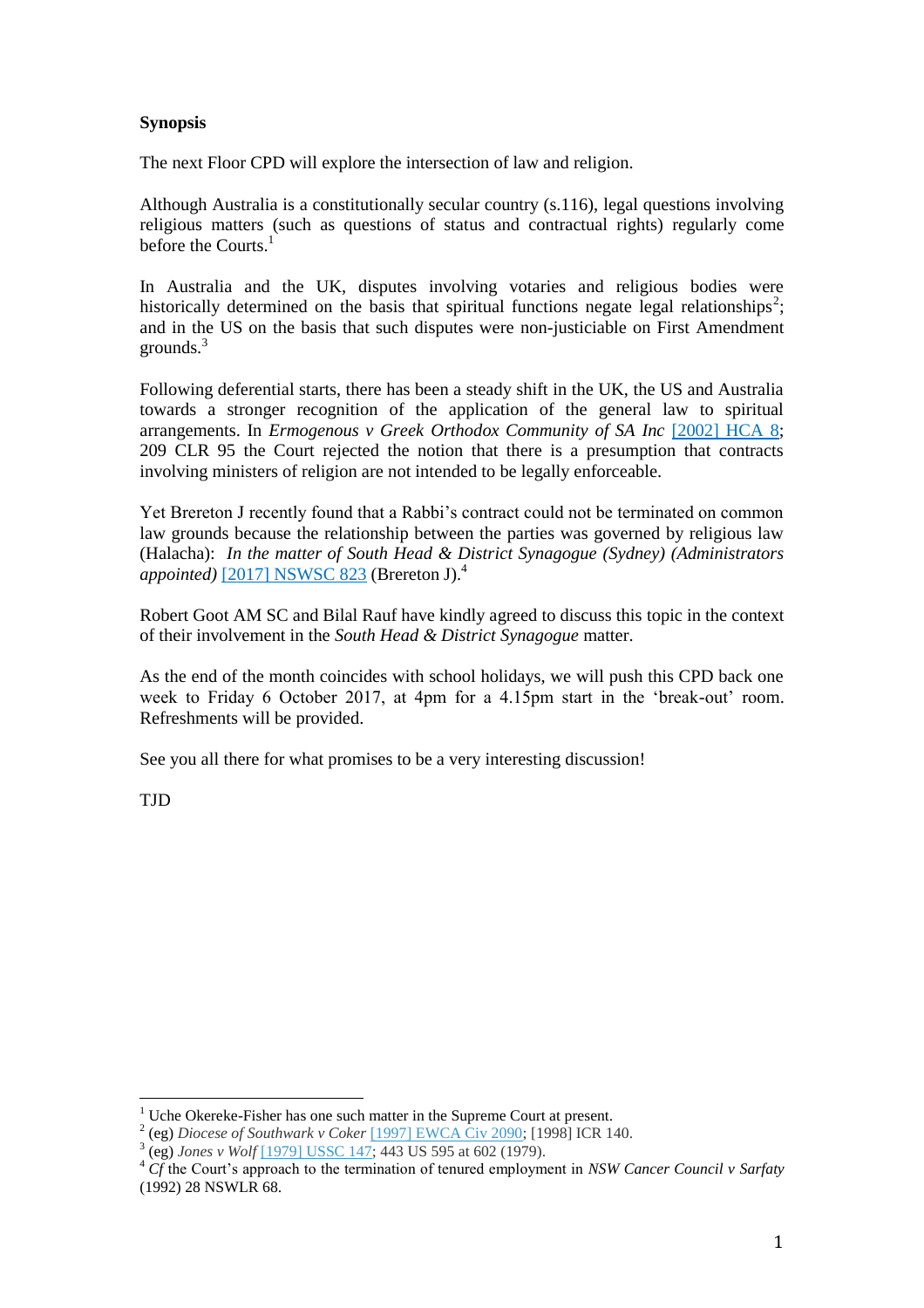**Synopsis**

The next Floor CPD will explore the intersection of law and religion.

Although Australia is a constitutionally secular country (s.116), legal questions involving religious matters (such as questions of status and contractual rights) regularly come before the Courts.[1]

In Australia and the UK, disputes involving votaries and religious bodies were historically determined on the basis that spiritual functions negate legal relationships[2]; and in the US on the basis that such disputes were non-justiciable on First Amendment grounds.[3]

Following deferential starts, there has been a steady shift in the UK, the US and Australia towards a stronger recognition of the application of the general law to spiritual arrangements. In *Ermogenous v Greek Orthodox Community of SA Inc* [2002] HCA 8; 209 CLR 95 the Court rejected the notion that there is a presumption that contracts involving ministers of religion are not intended to be legally enforceable.

Yet Brereton J recently found that a Rabbi's contract could not be terminated on common law grounds because the relationship between the parties was governed by religious law (Halacha): *In the matter of South Head & District Synagogue (Sydney) (Administrators appointed)* [2017] NSWSC 823 (Brereton J).[4]

Robert Goot AM SC and Bilal Rauf have kindly agreed to discuss this topic in the context of their involvement in the *South Head & District Synagogue* matter.

As the end of the month coincides with school holidays, we will push this CPD back one week to Friday 6 October 2017, at 4pm for a 4.15pm start in the 'break-out' room. Refreshments will be provided.

See you all there for what promises to be a very interesting discussion!

TJD

---

[1] Uche Okereke-Fisher has one such matter in the Supreme Court at present.

[2] (eg) *Diocese of Southwark v Coker* [1997] EWCA Civ 2090; [1998] ICR 140.

[3] (eg) *Jones v Wolf* [1979] USSC 147; 443 US 595 at 602 (1979).

[4] *Cf* the Court's approach to the termination of tenured employment in *NSW Cancer Council v Sarfaty* (1992) 28 NSWLR 68.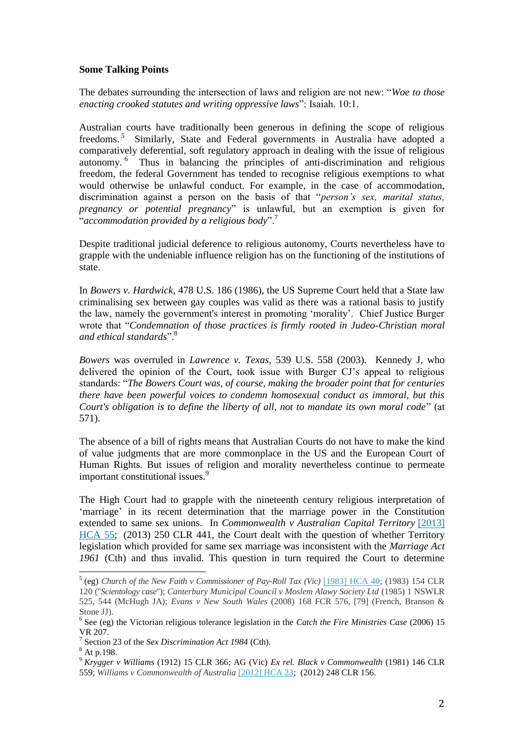**Some Talking Points**

The debates surrounding the intersection of laws and religion are not new: "*Woe to those enacting crooked statutes and writing oppressive laws*": Isaiah. 10:1.

Australian courts have traditionally been generous in defining the scope of religious freedoms.[5] Similarly, State and Federal governments in Australia have adopted a comparatively deferential, soft regulatory approach in dealing with the issue of religious autonomy.[6] Thus in balancing the principles of anti-discrimination and religious freedom, the federal Government has tended to recognise religious exemptions to what would otherwise be unlawful conduct. For example, in the case of accommodation, discrimination against a person on the basis of that "*person's sex, marital status, pregnancy or potential pregnancy*" is unlawful, but an exemption is given for "*accommodation provided by a religious body*".[7]

Despite traditional judicial deference to religious autonomy, Courts nevertheless have to grapple with the undeniable influence religion has on the functioning of the institutions of state.

In *Bowers v. Hardwick*, 478 U.S. 186 (1986), the US Supreme Court held that a State law criminalising sex between gay couples was valid as there was a rational basis to justify the law, namely the government's interest in promoting 'morality'. Chief Justice Burger wrote that "*Condemnation of those practices is firmly rooted in Judeo-Christian moral and ethical standards*".[8]

*Bowers* was overruled in *Lawrence v. Texas*, 539 U.S. 558 (2003). Kennedy J, who delivered the opinion of the Court, took issue with Burger CJ's appeal to religious standards: "*The Bowers Court was, of course, making the broader point that for centuries there have been powerful voices to condemn homosexual conduct as immoral, but this Court's obligation is to define the liberty of all, not to mandate its own moral code*" (at 571).

The absence of a bill of rights means that Australian Courts do not have to make the kind of value judgments that are more commonplace in the US and the European Court of Human Rights. But issues of religion and morality nevertheless continue to permeate important constitutional issues.[9]

The High Court had to grapple with the nineteenth century religious interpretation of 'marriage' in its recent determination that the marriage power in the Constitution extended to same sex unions. In *Commonwealth v Australian Capital Territory* [2013] HCA 55; (2013) 250 CLR 441, the Court dealt with the question of whether Territory legislation which provided for same sex marriage was inconsistent with the *Marriage Act 1961* (Cth) and thus invalid. This question in turn required the Court to determine

---

[5] (eg) *Church of the New Faith v Commissioner of Pay-Roll Tax (Vic)* [1983] HCA 40; (1983) 154 CLR 120 ("*Scientology case*"); *Canterbury Municipal Council v Moslem Alawy Society Ltd* (1985) 1 NSWLR 525, 544 (McHugh JA); *Evans v New South Wales* (2008) 168 FCR 576, [79] (French, Branson & Stone JJ).

[6] See (eg) the Victorian religious tolerance legislation in the *Catch the Fire Ministries Case* (2006) 15 VR 207.

[7] Section 23 of the *Sex Discrimination Act 1984* (Cth).

[8] At p.198.

[9] *Krygger v Williams* (1912) 15 CLR 366; AG (Vic) *Ex rel. Black v Commonwealth* (1981) 146 CLR 559; *Williams v Commonwealth of Australia* [2012] HCA 23; (2012) 248 CLR 156.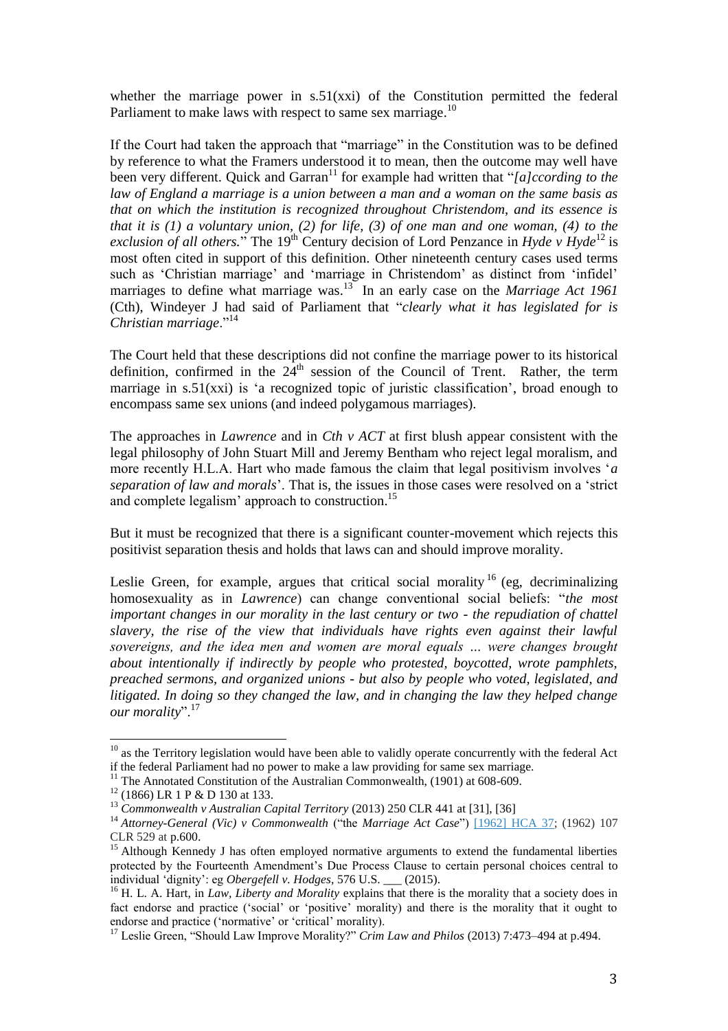whether the marriage power in s.51(xxi) of the Constitution permitted the federal Parliament to make laws with respect to same sex marriage.[10]

If the Court had taken the approach that "marriage" in the Constitution was to be defined by reference to what the Framers understood it to mean, then the outcome may well have been very different. Quick and Garran[11] for example had written that "*[a]ccording to the law of England a marriage is a union between a man and a woman on the same basis as that on which the institution is recognized throughout Christendom, and its essence is that it is (1) a voluntary union, (2) for life, (3) of one man and one woman, (4) to the exclusion of all others.*" The 19th Century decision of Lord Penzance in *Hyde v Hyde*[12] is most often cited in support of this definition. Other nineteenth century cases used terms such as 'Christian marriage' and 'marriage in Christendom' as distinct from 'infidel' marriages to define what marriage was.[13] In an early case on the *Marriage Act 1961* (Cth), Windeyer J had said of Parliament that "*clearly what it has legislated for is Christian marriage*."[14]

The Court held that these descriptions did not confine the marriage power to its historical definition, confirmed in the 24th session of the Council of Trent. Rather, the term marriage in s.51(xxi) is 'a recognized topic of juristic classification', broad enough to encompass same sex unions (and indeed polygamous marriages).

The approaches in *Lawrence* and in *Cth v ACT* at first blush appear consistent with the legal philosophy of John Stuart Mill and Jeremy Bentham who reject legal moralism, and more recently H.L.A. Hart who made famous the claim that legal positivism involves '*a separation of law and morals*'. That is, the issues in those cases were resolved on a 'strict and complete legalism' approach to construction.[15]

But it must be recognized that there is a significant counter-movement which rejects this positivist separation thesis and holds that laws can and should improve morality.

Leslie Green, for example, argues that critical social morality[16] (eg, decriminalizing homosexuality as in *Lawrence*) can change conventional social beliefs: "*the most important changes in our morality in the last century or two - the repudiation of chattel slavery, the rise of the view that individuals have rights even against their lawful sovereigns, and the idea men and women are moral equals … were changes brought about intentionally if indirectly by people who protested, boycotted, wrote pamphlets, preached sermons, and organized unions - but also by people who voted, legislated, and litigated. In doing so they changed the law, and in changing the law they helped change our morality*".[17]

---

[10] as the Territory legislation would have been able to validly operate concurrently with the federal Act if the federal Parliament had no power to make a law providing for same sex marriage.

[11] The Annotated Constitution of the Australian Commonwealth, (1901) at 608-609.

[12] (1866) LR 1 P & D 130 at 133.

[13] *Commonwealth v Australian Capital Territory* (2013) 250 CLR 441 at [31], [36]

[14] *Attorney-General (Vic) v Commonwealth* ("the *Marriage Act Case*") [1962] HCA 37; (1962) 107 CLR 529 at p.600.

[15] Although Kennedy J has often employed normative arguments to extend the fundamental liberties protected by the Fourteenth Amendment's Due Process Clause to certain personal choices central to individual 'dignity': eg *Obergefell v. Hodges*, 576 U.S. ___ (2015).

[16] H. L. A. Hart, in *Law, Liberty and Morality* explains that there is the morality that a society does in fact endorse and practice ('social' or 'positive' morality) and there is the morality that it ought to endorse and practice ('normative' or 'critical' morality).

[17] Leslie Green, "Should Law Improve Morality?" *Crim Law and Philos* (2013) 7:473–494 at p.494.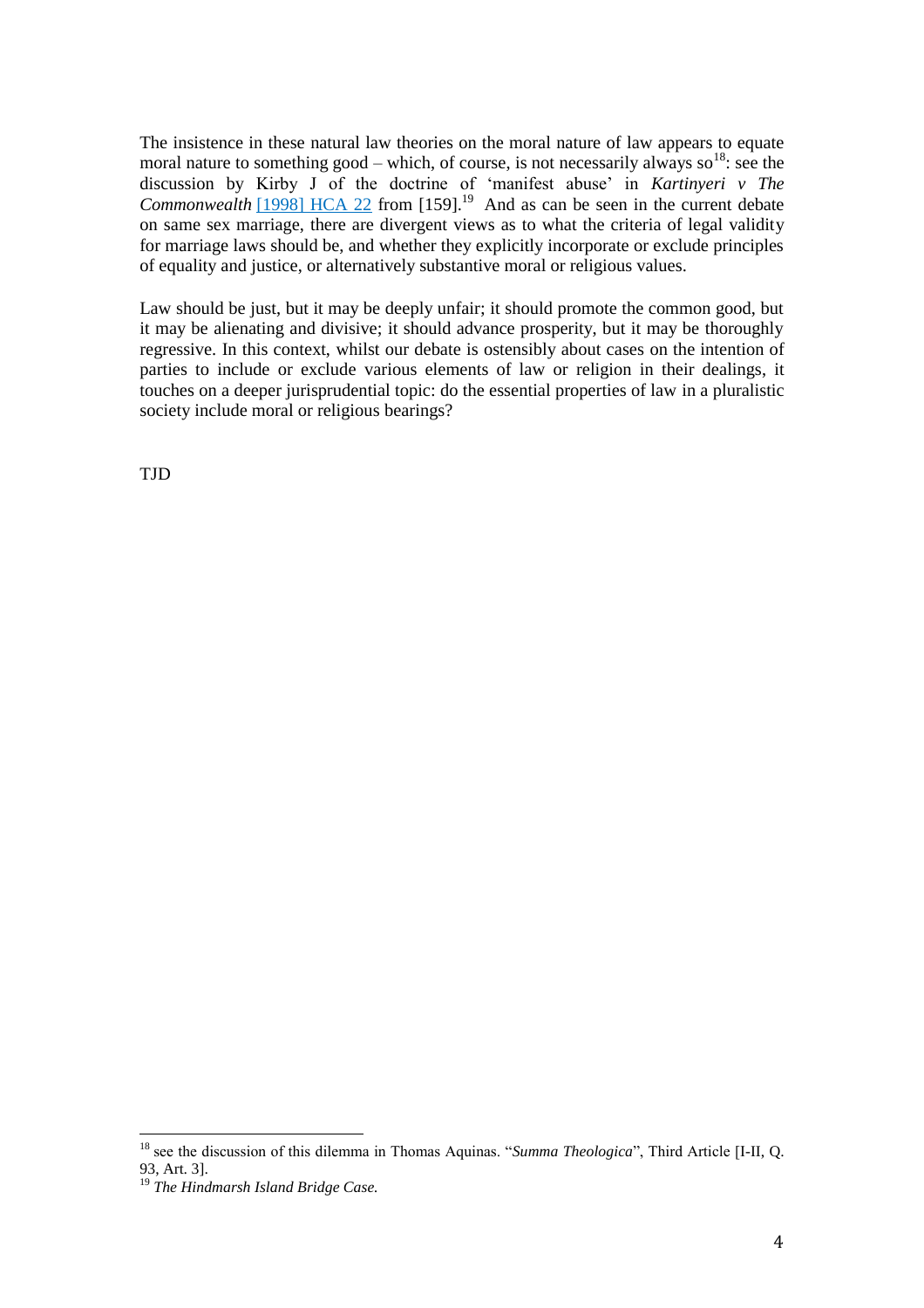The insistence in these natural law theories on the moral nature of law appears to equate moral nature to something good – which, of course, is not necessarily always so[18]: see the discussion by Kirby J of the doctrine of 'manifest abuse' in *Kartinyeri v The Commonwealth* [1998] HCA 22 from [159].[19] And as can be seen in the current debate on same sex marriage, there are divergent views as to what the criteria of legal validity for marriage laws should be, and whether they explicitly incorporate or exclude principles of equality and justice, or alternatively substantive moral or religious values.

Law should be just, but it may be deeply unfair; it should promote the common good, but it may be alienating and divisive; it should advance prosperity, but it may be thoroughly regressive. In this context, whilst our debate is ostensibly about cases on the intention of parties to include or exclude various elements of law or religion in their dealings, it touches on a deeper jurisprudential topic: do the essential properties of law in a pluralistic society include moral or religious bearings?

TJD

---

[18] see the discussion of this dilemma in Thomas Aquinas. "*Summa Theologica*", Third Article [I-II, Q. 93, Art. 3].

[19] *The Hindmarsh Island Bridge Case.*